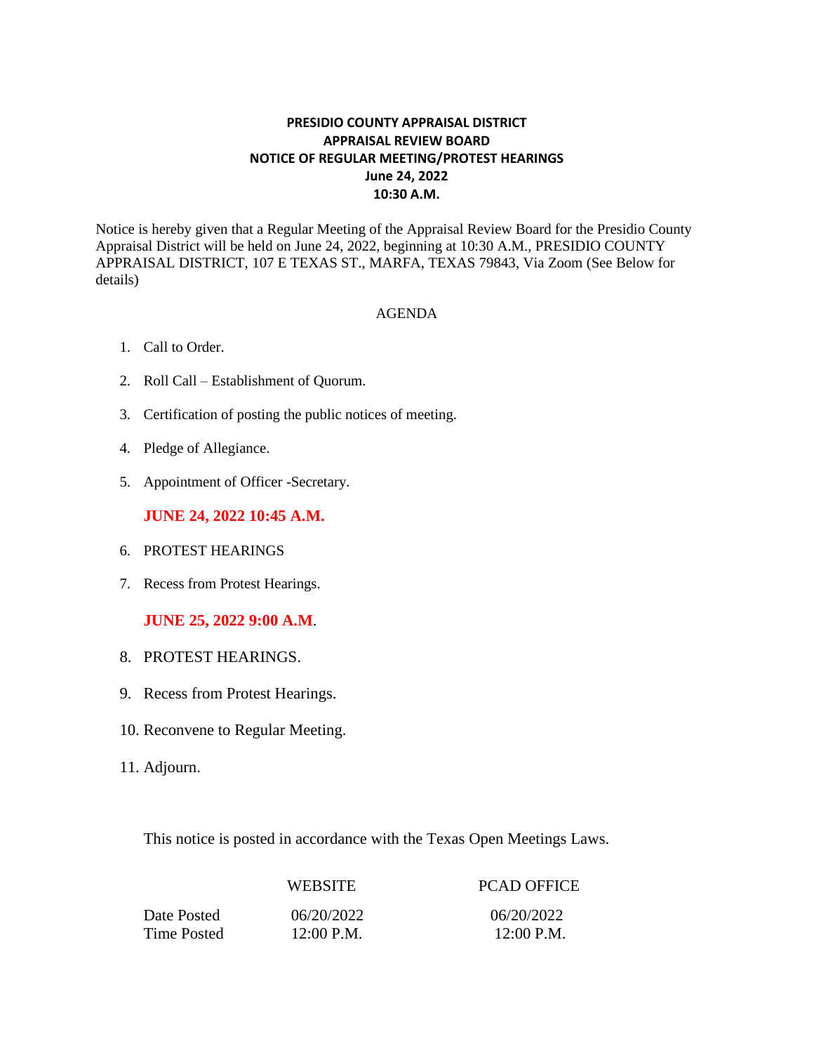**PRESIDIO COUNTY APPRAISAL DISTRICT**
**APPRAISAL REVIEW BOARD**
**NOTICE OF REGULAR MEETING/PROTEST HEARINGS**
**June 24, 2022**
**10:30 A.M.**

Notice is hereby given that a Regular Meeting of the Appraisal Review Board for the Presidio County Appraisal District will be held on June 24, 2022, beginning at 10:30 A.M., PRESIDIO COUNTY APPRAISAL DISTRICT, 107 E TEXAS ST., MARFA, TEXAS 79843, Via Zoom (See Below for details)

AGENDA

1. Call to Order.
2. Roll Call – Establishment of Quorum.
3. Certification of posting the public notices of meeting.
4. Pledge of Allegiance.
5. Appointment of Officer -Secretary.

**JUNE 24, 2022 10:45 A.M.**

6. PROTEST HEARINGS
7. Recess from Protest Hearings.

**JUNE 25, 2022 9:00 A.M.**

8. PROTEST HEARINGS.
9. Recess from Protest Hearings.
10. Reconvene to Regular Meeting.
11. Adjourn.

This notice is posted in accordance with the Texas Open Meetings Laws.

| | WEBSITE | PCAD OFFICE |
|---|---|---|
| Date Posted | 06/20/2022 | 06/20/2022 |
| Time Posted | 12:00 P.M. | 12:00 P.M. |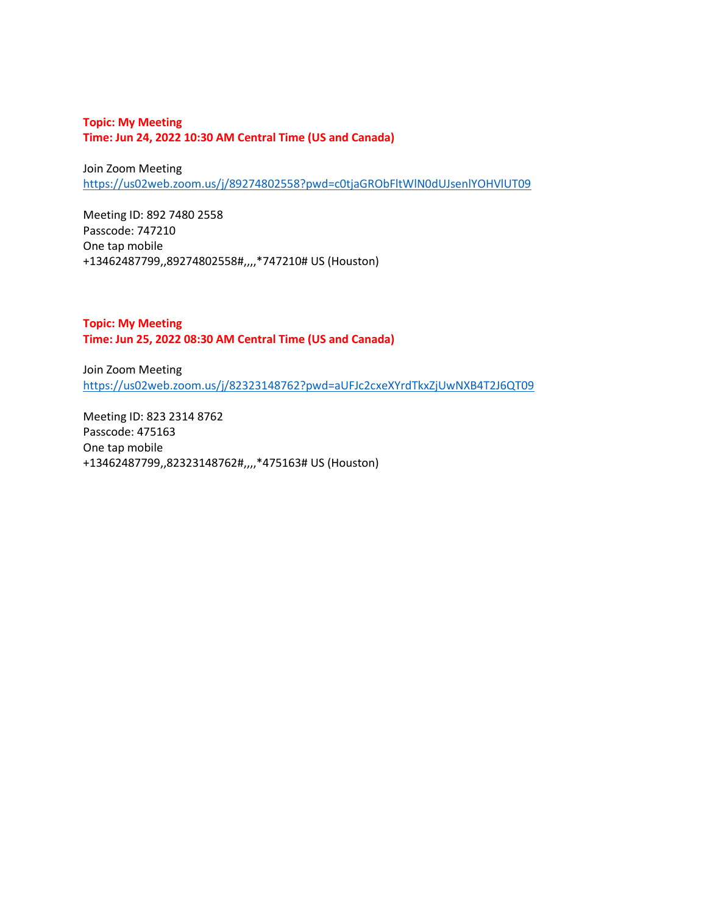**Topic: My Meeting**
**Time: Jun 24, 2022 10:30 AM Central Time (US and Canada)**

Join Zoom Meeting
https://us02web.zoom.us/j/89274802558?pwd=c0tjaGRObFltWlN0dUJsenlYOHVlUT09

Meeting ID: 892 7480 2558
Passcode: 747210
One tap mobile
+13462487799,,89274802558#,,,,*747210# US (Houston)

**Topic: My Meeting**
**Time: Jun 25, 2022 08:30 AM Central Time (US and Canada)**

Join Zoom Meeting
https://us02web.zoom.us/j/82323148762?pwd=aUFJc2cxeXYrdTkxZjUwNXB4T2J6QT09

Meeting ID: 823 2314 8762
Passcode: 475163
One tap mobile
+13462487799,,82323148762#,,,,*475163# US (Houston)